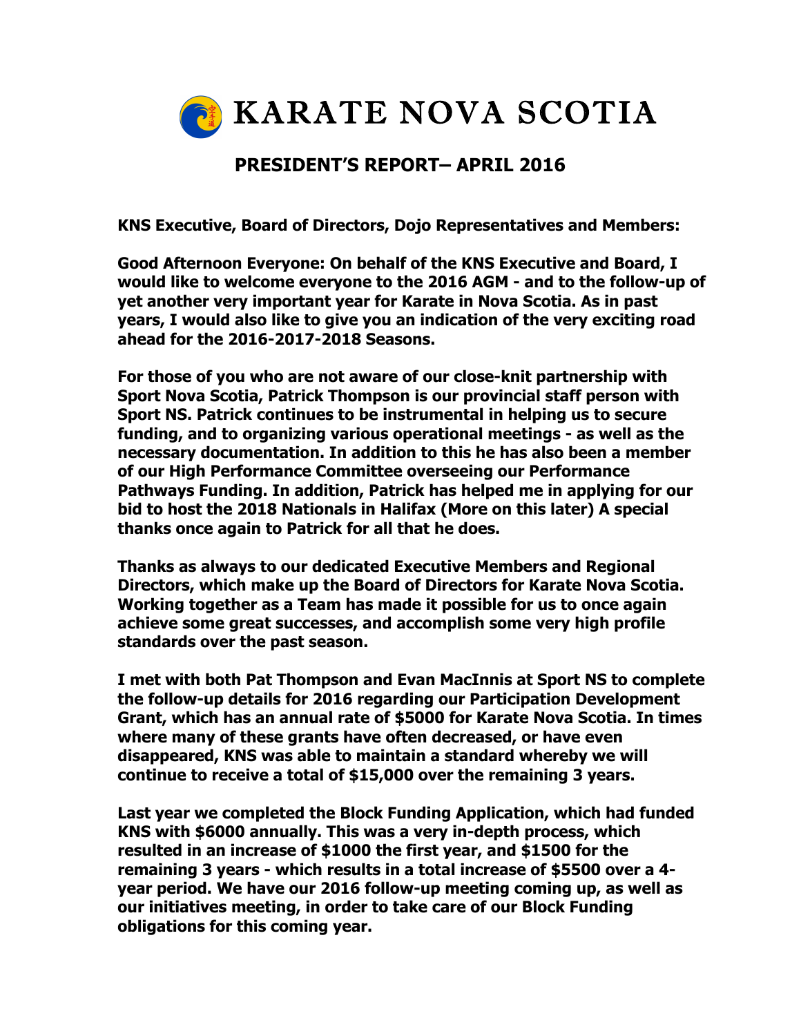# KARATE NOVA SCOTIA

## PRESIDENT'S REPORT– APRIL 2016

**KNS Executive, Board of Directors, Dojo Representatives and Members:**

**Good Afternoon Everyone: On behalf of the KNS Executive and Board, I would like to welcome everyone to the 2016 AGM - and to the follow-up of yet another very important year for Karate in Nova Scotia. As in past years, I would also like to give you an indication of the very exciting road ahead for the 2016-2017-2018 Seasons.**

**For those of you who are not aware of our close-knit partnership with Sport Nova Scotia, Patrick Thompson is our provincial staff person with Sport NS. Patrick continues to be instrumental in helping us to secure funding, and to organizing various operational meetings - as well as the necessary documentation. In addition to this he has also been a member of our High Performance Committee overseeing our Performance Pathways Funding. In addition, Patrick has helped me in applying for our bid to host the 2018 Nationals in Halifax (More on this later) A special thanks once again to Patrick for all that he does.**

**Thanks as always to our dedicated Executive Members and Regional Directors, which make up the Board of Directors for Karate Nova Scotia. Working together as a Team has made it possible for us to once again achieve some great successes, and accomplish some very high profile standards over the past season.**

**I met with both Pat Thompson and Evan MacInnis at Sport NS to complete the follow-up details for 2016 regarding our Participation Development Grant, which has an annual rate of $5000 for Karate Nova Scotia. In times where many of these grants have often decreased, or have even disappeared, KNS was able to maintain a standard whereby we will continue to receive a total of $15,000 over the remaining 3 years.**

**Last year we completed the Block Funding Application, which had funded KNS with $6000 annually. This was a very in-depth process, which resulted in an increase of $1000 the first year, and $1500 for the remaining 3 years - which results in a total increase of $5500 over a 4-year period. We have our 2016 follow-up meeting coming up, as well as our initiatives meeting, in order to take care of our Block Funding obligations for this coming year.**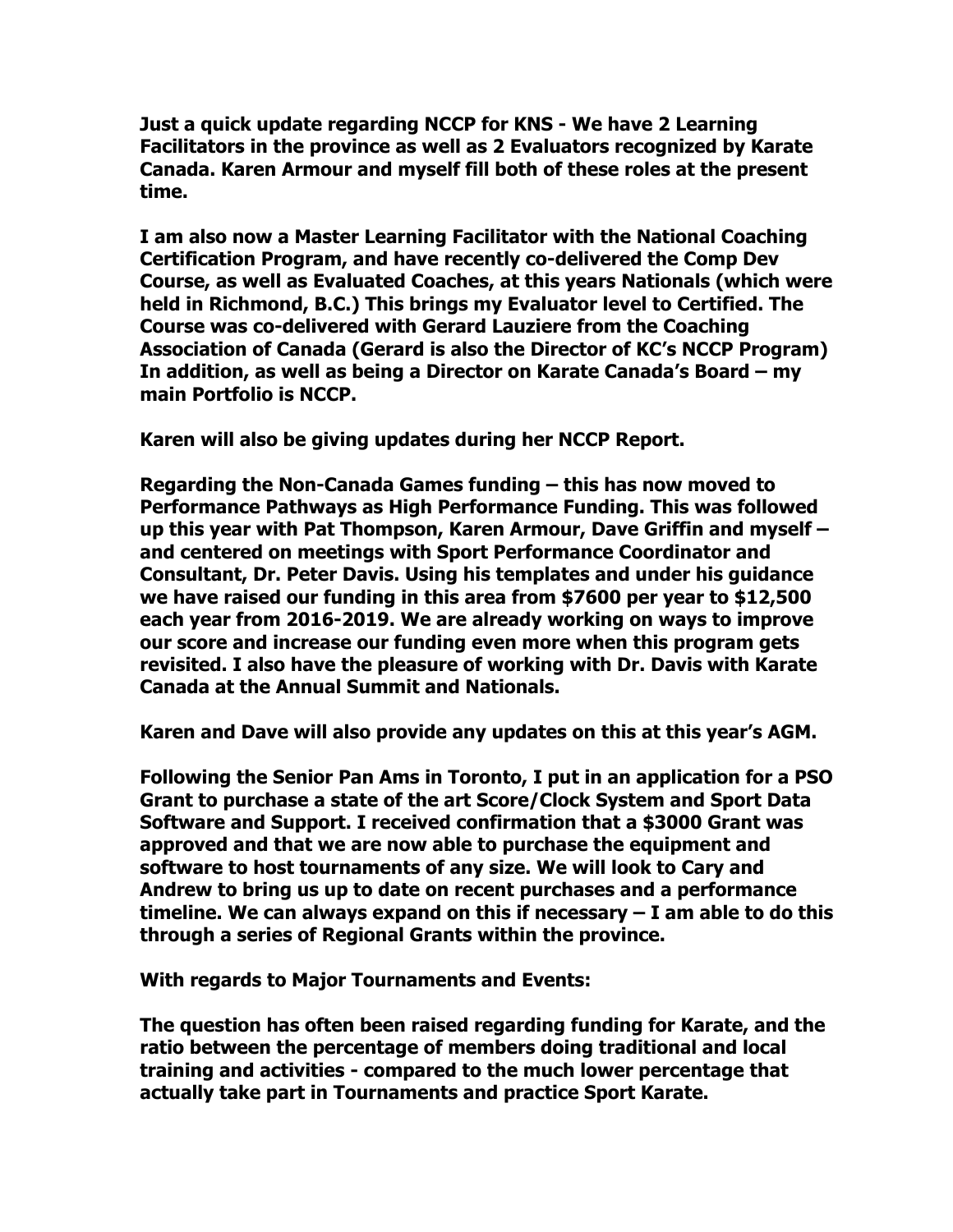**Just a quick update regarding NCCP for KNS - We have 2 Learning Facilitators in the province as well as 2 Evaluators recognized by Karate Canada. Karen Armour and myself fill both of these roles at the present time.**

**I am also now a Master Learning Facilitator with the National Coaching Certification Program, and have recently co-delivered the Comp Dev Course, as well as Evaluated Coaches, at this years Nationals (which were held in Richmond, B.C.) This brings my Evaluator level to Certified. The Course was co-delivered with Gerard Lauziere from the Coaching Association of Canada (Gerard is also the Director of KC's NCCP Program) In addition, as well as being a Director on Karate Canada's Board – my main Portfolio is NCCP.**

**Karen will also be giving updates during her NCCP Report.**

**Regarding the Non-Canada Games funding – this has now moved to Performance Pathways as High Performance Funding. This was followed up this year with Pat Thompson, Karen Armour, Dave Griffin and myself – and centered on meetings with Sport Performance Coordinator and Consultant, Dr. Peter Davis. Using his templates and under his guidance we have raised our funding in this area from $7600 per year to $12,500 each year from 2016-2019. We are already working on ways to improve our score and increase our funding even more when this program gets revisited. I also have the pleasure of working with Dr. Davis with Karate Canada at the Annual Summit and Nationals.**

**Karen and Dave will also provide any updates on this at this year's AGM.**

**Following the Senior Pan Ams in Toronto, I put in an application for a PSO Grant to purchase a state of the art Score/Clock System and Sport Data Software and Support. I received confirmation that a $3000 Grant was approved and that we are now able to purchase the equipment and software to host tournaments of any size. We will look to Cary and Andrew to bring us up to date on recent purchases and a performance timeline. We can always expand on this if necessary – I am able to do this through a series of Regional Grants within the province.**

**With regards to Major Tournaments and Events:**

**The question has often been raised regarding funding for Karate, and the ratio between the percentage of members doing traditional and local training and activities - compared to the much lower percentage that actually take part in Tournaments and practice Sport Karate.**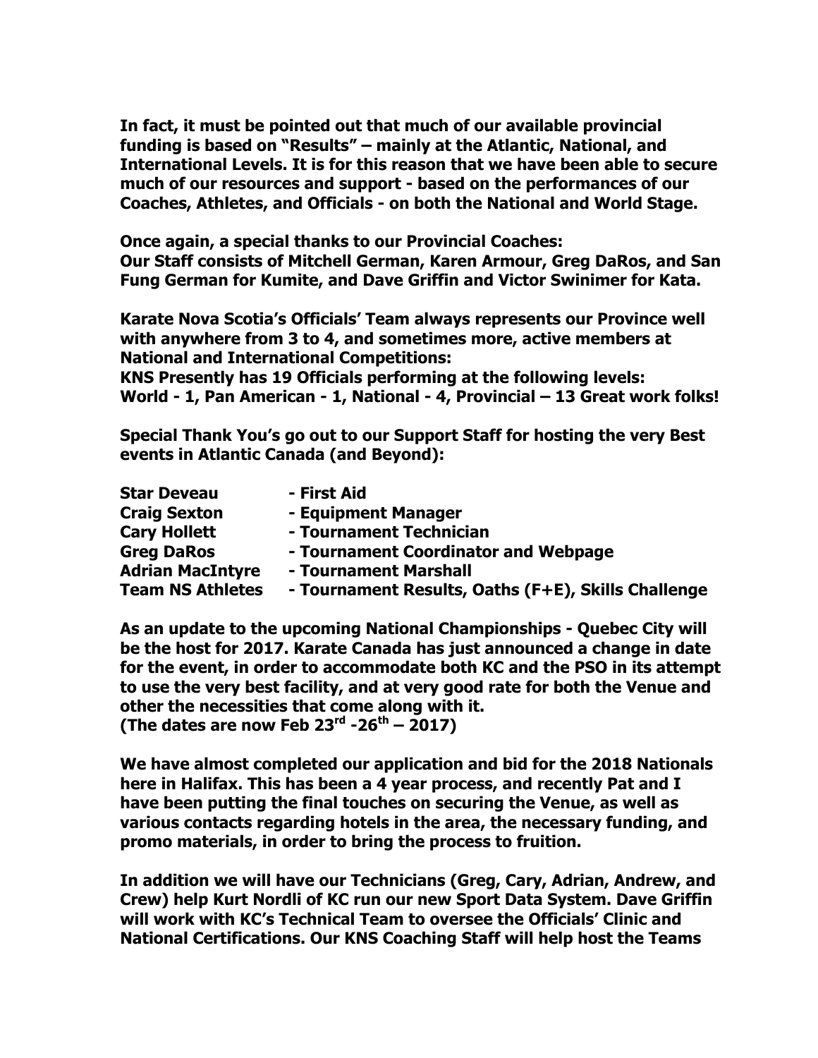**In fact, it must be pointed out that much of our available provincial funding is based on "Results" – mainly at the Atlantic, National, and International Levels. It is for this reason that we have been able to secure much of our resources and support - based on the performances of our Coaches, Athletes, and Officials - on both the National and World Stage.**

**Once again, a special thanks to our Provincial Coaches:**
**Our Staff consists of Mitchell German, Karen Armour, Greg DaRos, and San Fung German for Kumite, and Dave Griffin and Victor Swinimer for Kata.**

**Karate Nova Scotia's Officials' Team always represents our Province well with anywhere from 3 to 4, and sometimes more, active members at National and International Competitions:**
**KNS Presently has 19 Officials performing at the following levels:**
**World - 1, Pan American - 1, National - 4, Provincial – 13 Great work folks!**

**Special Thank You's go out to our Support Staff for hosting the very Best events in Atlantic Canada (and Beyond):**

| | |
|---|---|
| **Star Deveau** | **- First Aid** |
| **Craig Sexton** | **- Equipment Manager** |
| **Cary Hollett** | **- Tournament Technician** |
| **Greg DaRos** | **- Tournament Coordinator and Webpage** |
| **Adrian MacIntyre** | **- Tournament Marshall** |
| **Team NS Athletes** | **- Tournament Results, Oaths (F+E), Skills Challenge** |

**As an update to the upcoming National Championships - Quebec City will be the host for 2017. Karate Canada has just announced a change in date for the event, in order to accommodate both KC and the PSO in its attempt to use the very best facility, and at very good rate for both the Venue and other the necessities that come along with it.**
**(The dates are now Feb 23rd -26th – 2017)**

**We have almost completed our application and bid for the 2018 Nationals here in Halifax. This has been a 4 year process, and recently Pat and I have been putting the final touches on securing the Venue, as well as various contacts regarding hotels in the area, the necessary funding, and promo materials, in order to bring the process to fruition.**

**In addition we will have our Technicians (Greg, Cary, Adrian, Andrew, and Crew) help Kurt Nordli of KC run our new Sport Data System. Dave Griffin will work with KC's Technical Team to oversee the Officials' Clinic and National Certifications. Our KNS Coaching Staff will help host the Teams**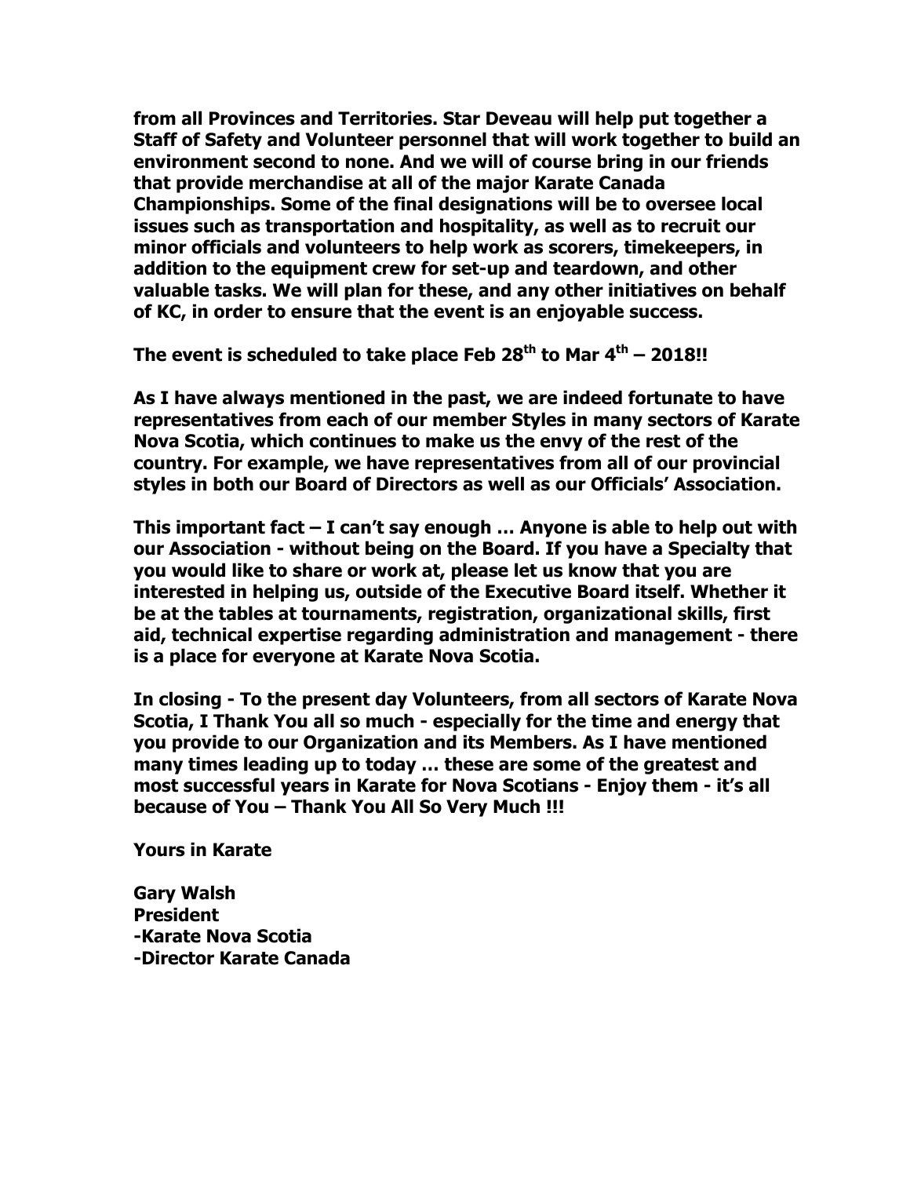**from all Provinces and Territories. Star Deveau will help put together a Staff of Safety and Volunteer personnel that will work together to build an environment second to none. And we will of course bring in our friends that provide merchandise at all of the major Karate Canada Championships. Some of the final designations will be to oversee local issues such as transportation and hospitality, as well as to recruit our minor officials and volunteers to help work as scorers, timekeepers, in addition to the equipment crew for set-up and teardown, and other valuable tasks. We will plan for these, and any other initiatives on behalf of KC, in order to ensure that the event is an enjoyable success.**

**The event is scheduled to take place Feb 28th to Mar 4th – 2018!!**

**As I have always mentioned in the past, we are indeed fortunate to have representatives from each of our member Styles in many sectors of Karate Nova Scotia, which continues to make us the envy of the rest of the country. For example, we have representatives from all of our provincial styles in both our Board of Directors as well as our Officials' Association.**

**This important fact – I can't say enough … Anyone is able to help out with our Association - without being on the Board. If you have a Specialty that you would like to share or work at, please let us know that you are interested in helping us, outside of the Executive Board itself. Whether it be at the tables at tournaments, registration, organizational skills, first aid, technical expertise regarding administration and management - there is a place for everyone at Karate Nova Scotia.**

**In closing - To the present day Volunteers, from all sectors of Karate Nova Scotia, I Thank You all so much - especially for the time and energy that you provide to our Organization and its Members. As I have mentioned many times leading up to today … these are some of the greatest and most successful years in Karate for Nova Scotians - Enjoy them - it's all because of You – Thank You All So Very Much !!!**

**Yours in Karate**

**Gary Walsh**
**President**
**-Karate Nova Scotia**
**-Director Karate Canada**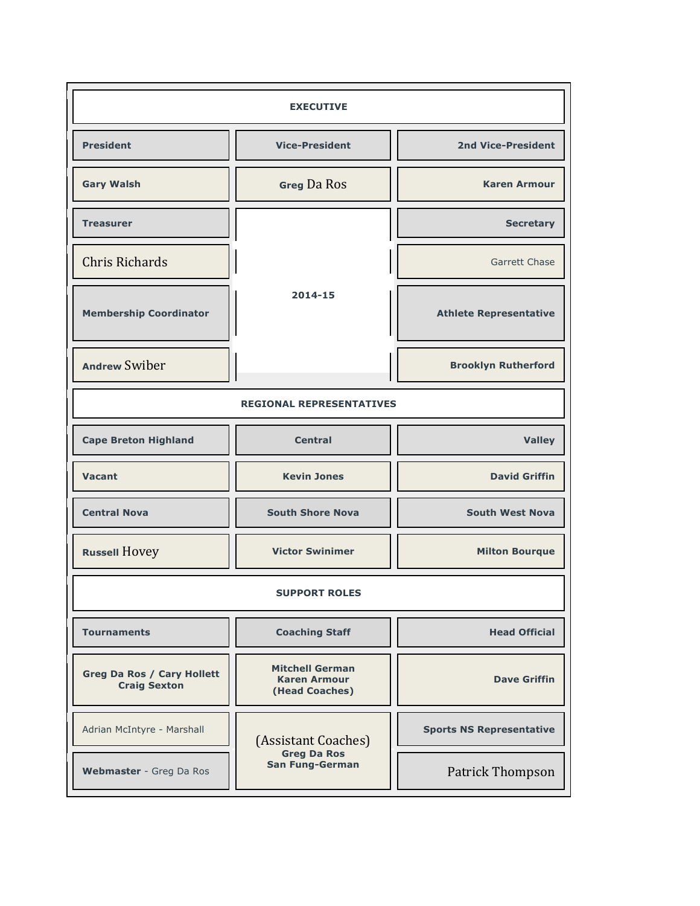## EXECUTIVE

| | | |
|---|---|---|
| **President** | **Vice-President** | **2nd Vice-President** |
| **Gary Walsh** | **Greg** Da Ros | **Karen Armour** |
| **Treasurer** | **2014-15** | **Secretary** |
| Chris Richards | | Garrett Chase |
| **Membership Coordinator** | | **Athlete Representative** |
| **Andrew** Swiber | | **Brooklyn Rutherford** |

## REGIONAL REPRESENTATIVES

| | | |
|---|---|---|
| **Cape Breton Highland** | **Central** | **Valley** |
| **Vacant** | **Kevin Jones** | **David Griffin** |
| **Central Nova** | **South Shore Nova** | **South West Nova** |
| **Russell** Hovey | **Victor Swinimer** | **Milton Bourque** |

## SUPPORT ROLES

| | | |
|---|---|---|
| **Tournaments** | **Coaching Staff** | **Head Official** |
| **Greg Da Ros / Cary Hollett Craig Sexton** | **Mitchell German Karen Armour (Head Coaches)** | **Dave Griffin** |
| Adrian McIntyre - Marshall | (Assistant Coaches) **Greg Da Ros San Fung-German** | **Sports NS Representative** |
| **Webmaster** - Greg Da Ros | | Patrick Thompson |